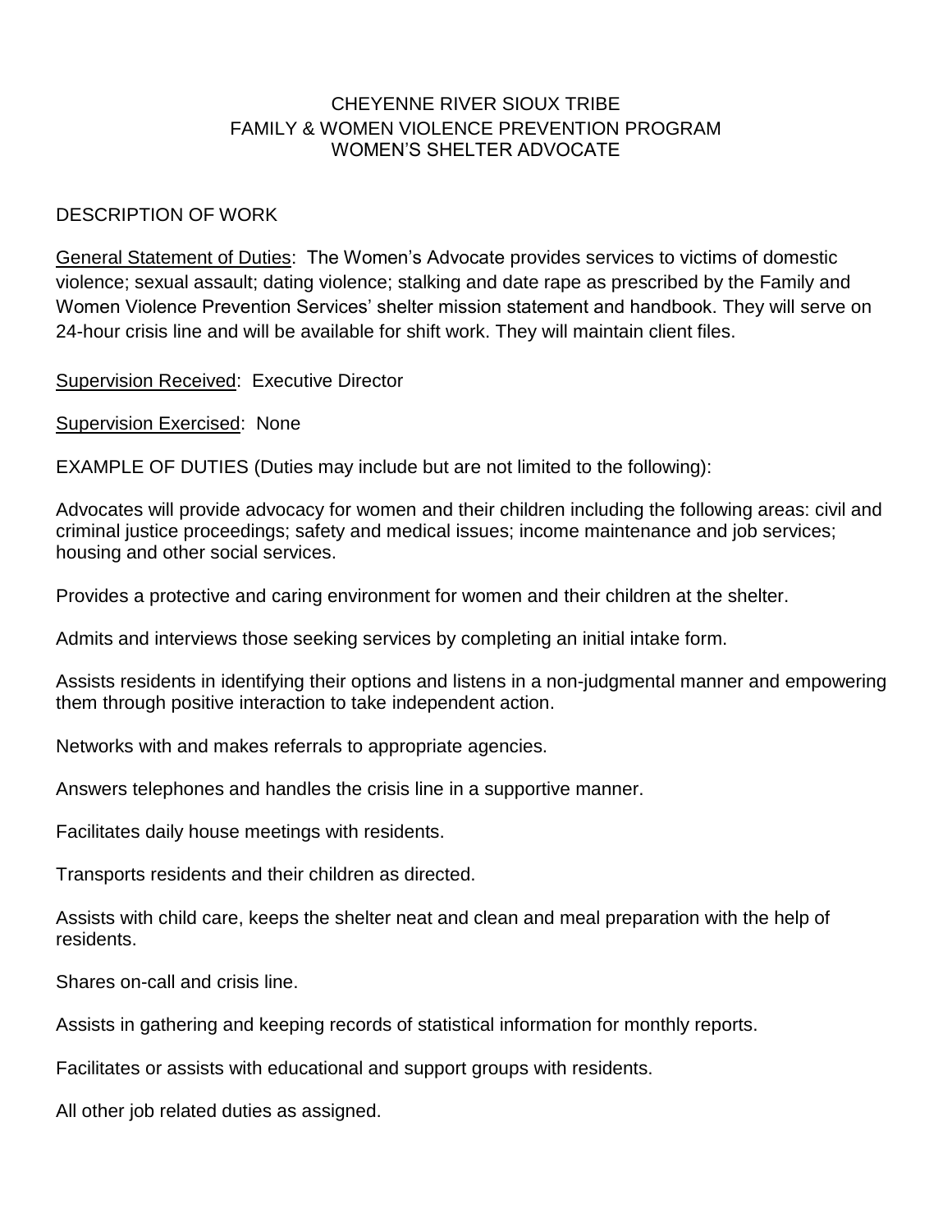# CHEYENNE RIVER SIOUX TRIBE
## FAMILY & WOMEN VIOLENCE PREVENTION PROGRAM
## WOMEN'S SHELTER ADVOCATE

DESCRIPTION OF WORK

General Statement of Duties: The Women's Advocate provides services to victims of domestic violence; sexual assault; dating violence; stalking and date rape as prescribed by the Family and Women Violence Prevention Services' shelter mission statement and handbook. They will serve on 24-hour crisis line and will be available for shift work. They will maintain client files.

Supervision Received: Executive Director

Supervision Exercised: None

EXAMPLE OF DUTIES (Duties may include but are not limited to the following):

Advocates will provide advocacy for women and their children including the following areas: civil and criminal justice proceedings; safety and medical issues; income maintenance and job services; housing and other social services.

Provides a protective and caring environment for women and their children at the shelter.

Admits and interviews those seeking services by completing an initial intake form.

Assists residents in identifying their options and listens in a non-judgmental manner and empowering them through positive interaction to take independent action.

Networks with and makes referrals to appropriate agencies.

Answers telephones and handles the crisis line in a supportive manner.

Facilitates daily house meetings with residents.

Transports residents and their children as directed.

Assists with child care, keeps the shelter neat and clean and meal preparation with the help of residents.

Shares on-call and crisis line.

Assists in gathering and keeping records of statistical information for monthly reports.

Facilitates or assists with educational and support groups with residents.

All other job related duties as assigned.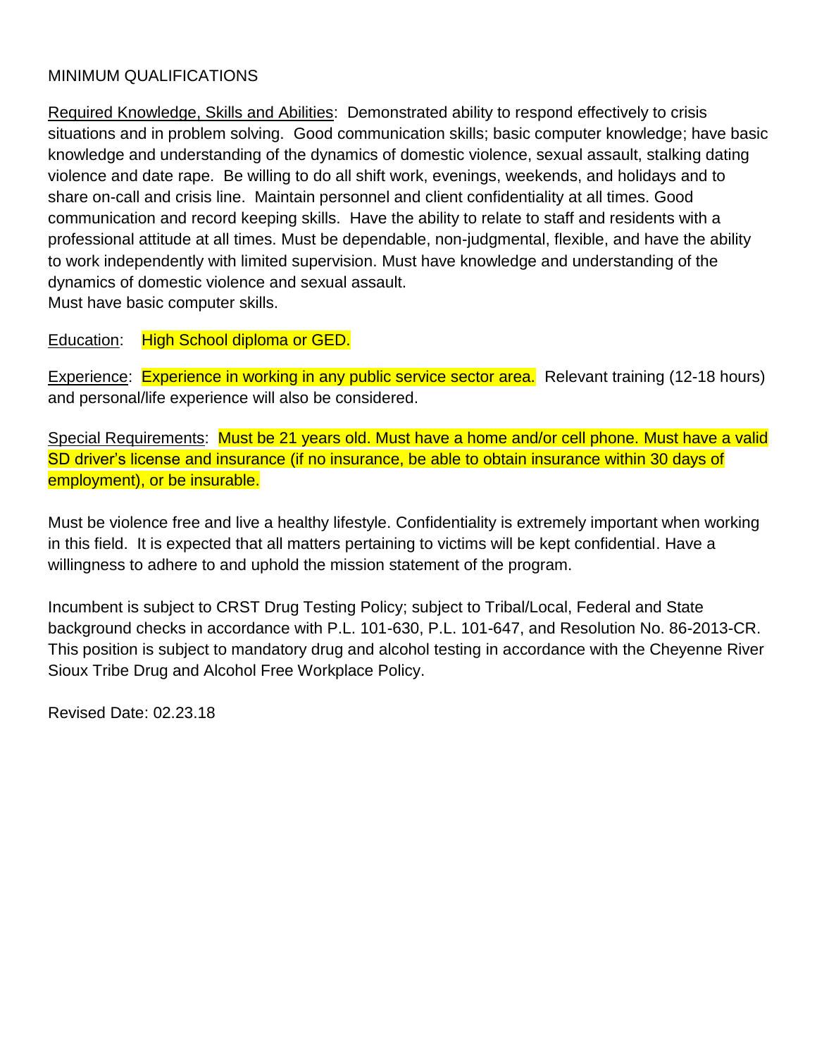MINIMUM QUALIFICATIONS

Required Knowledge, Skills and Abilities: Demonstrated ability to respond effectively to crisis situations and in problem solving. Good communication skills; basic computer knowledge; have basic knowledge and understanding of the dynamics of domestic violence, sexual assault, stalking dating violence and date rape. Be willing to do all shift work, evenings, weekends, and holidays and to share on-call and crisis line. Maintain personnel and client confidentiality at all times. Good communication and record keeping skills. Have the ability to relate to staff and residents with a professional attitude at all times. Must be dependable, non-judgmental, flexible, and have the ability to work independently with limited supervision. Must have knowledge and understanding of the dynamics of domestic violence and sexual assault.
Must have basic computer skills.

Education: High School diploma or GED.

Experience: Experience in working in any public service sector area. Relevant training (12-18 hours) and personal/life experience will also be considered.

Special Requirements: Must be 21 years old. Must have a home and/or cell phone. Must have a valid SD driver's license and insurance (if no insurance, be able to obtain insurance within 30 days of employment), or be insurable.

Must be violence free and live a healthy lifestyle. Confidentiality is extremely important when working in this field. It is expected that all matters pertaining to victims will be kept confidential. Have a willingness to adhere to and uphold the mission statement of the program.

Incumbent is subject to CRST Drug Testing Policy; subject to Tribal/Local, Federal and State background checks in accordance with P.L. 101-630, P.L. 101-647, and Resolution No. 86-2013-CR. This position is subject to mandatory drug and alcohol testing in accordance with the Cheyenne River Sioux Tribe Drug and Alcohol Free Workplace Policy.

Revised Date: 02.23.18